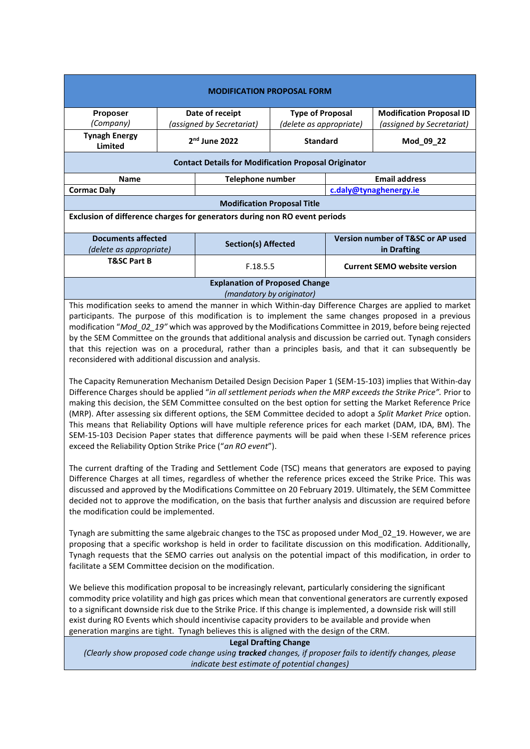# MODIFICATION PROPOSAL FORM

| Proposer *(Company)* | Date of receipt *(assigned by Secretariat)* | Type of Proposal *(delete as appropriate)* | Modification Proposal ID *(assigned by Secretariat)* |
|---|---|---|---|
| **Tynagh Energy Limited** | **2nd June 2022** | **Standard** | **Mod_09_22** |

**Contact Details for Modification Proposal Originator**

| Name | Telephone number | Email address |
|---|---|---|
| **Cormac Daly** | | **c.daly@tynaghenergy.ie** |

**Modification Proposal Title**

**Exclusion of difference charges for generators during non RO event periods**

| Documents affected *(delete as appropriate)* | Section(s) Affected | Version number of T&SC or AP used in Drafting |
|---|---|---|
| **T&SC Part B** | F.18.5.5 | **Current SEMO website version** |

**Explanation of Proposed Change**
*(mandatory by originator)*

This modification seeks to amend the manner in which Within-day Difference Charges are applied to market participants. The purpose of this modification is to implement the same changes proposed in a previous modification "*Mod_02_19"* which was approved by the Modifications Committee in 2019, before being rejected by the SEM Committee on the grounds that additional analysis and discussion be carried out. Tynagh considers that this rejection was on a procedural, rather than a principles basis, and that it can subsequently be reconsidered with additional discussion and analysis.

The Capacity Remuneration Mechanism Detailed Design Decision Paper 1 (SEM-15-103) implies that Within-day Difference Charges should be applied "*in all settlement periods when the MRP exceeds the Strike Price".* Prior to making this decision, the SEM Committee consulted on the best option for setting the Market Reference Price (MRP). After assessing six different options, the SEM Committee decided to adopt a *Split Market Price* option. This means that Reliability Options will have multiple reference prices for each market (DAM, IDA, BM). The SEM-15-103 Decision Paper states that difference payments will be paid when these I-SEM reference prices exceed the Reliability Option Strike Price ("*an RO event*").

The current drafting of the Trading and Settlement Code (TSC) means that generators are exposed to paying Difference Charges at all times, regardless of whether the reference prices exceed the Strike Price. This was discussed and approved by the Modifications Committee on 20 February 2019. Ultimately, the SEM Committee decided not to approve the modification, on the basis that further analysis and discussion are required before the modification could be implemented.

Tynagh are submitting the same algebraic changes to the TSC as proposed under Mod_02_19. However, we are proposing that a specific workshop is held in order to facilitate discussion on this modification. Additionally, Tynagh requests that the SEMO carries out analysis on the potential impact of this modification, in order to facilitate a SEM Committee decision on the modification.

We believe this modification proposal to be increasingly relevant, particularly considering the significant commodity price volatility and high gas prices which mean that conventional generators are currently exposed to a significant downside risk due to the Strike Price. If this change is implemented, a downside risk will still exist during RO Events which should incentivise capacity providers to be available and provide when generation margins are tight. Tynagh believes this is aligned with the design of the CRM.

**Legal Drafting Change**
*(Clearly show proposed code change using **tracked** changes, if proposer fails to identify changes, please indicate best estimate of potential changes)*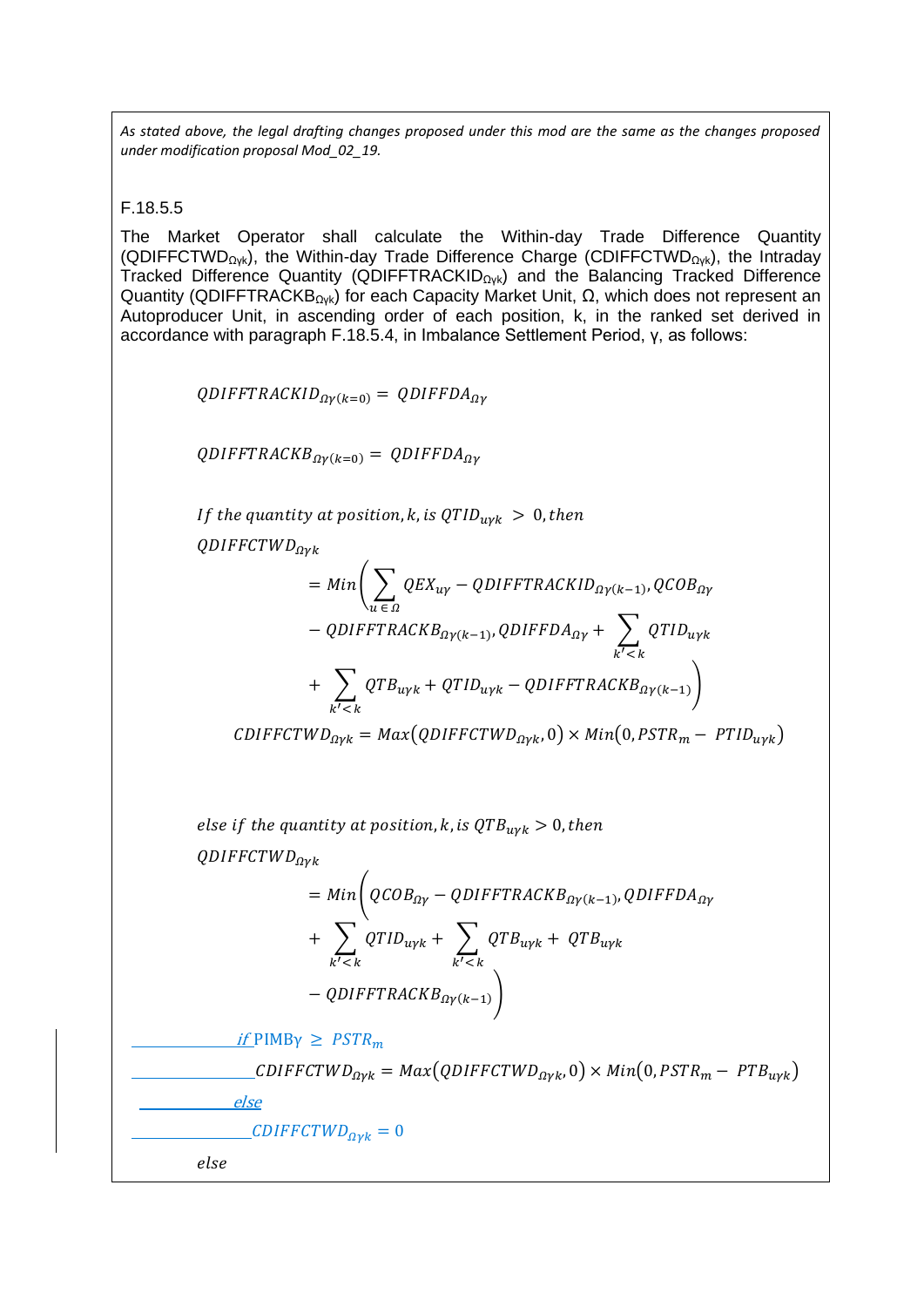*As stated above, the legal drafting changes proposed under this mod are the same as the changes proposed under modification proposal Mod_02_19.*

F.18.5.5

The Market Operator shall calculate the Within-day Trade Difference Quantity ($QDIFFCTWD_{\Omega\gamma k}$), the Within-day Trade Difference Charge ($CDIFFCTWD_{\Omega\gamma k}$), the Intraday Tracked Difference Quantity ($QDIFFTRACKID_{\Omega\gamma k}$) and the Balancing Tracked Difference Quantity ($QDIFFTRACKB_{\Omega\gamma k}$) for each Capacity Market Unit, Ω, which does not represent an Autoproducer Unit, in ascending order of each position, k, in the ranked set derived in accordance with paragraph F.18.5.4, in Imbalance Settlement Period, γ, as follows:

$$QDIFFTRACKID_{\Omega\gamma(k=0)} = QDIFFDA_{\Omega\gamma}$$

$$QDIFFTRACKB_{\Omega\gamma(k=0)} = QDIFFDA_{\Omega\gamma}$$

*If the quantity at position, k, is* $QTID_{u\gamma k} > 0$, *then*

$$QDIFFCTWD_{\Omega\gamma k} = Min\left(\sum_{u \in \Omega} QEX_{u\gamma} - QDIFFTRACKID_{\Omega\gamma(k-1)}, QCOB_{\Omega\gamma} - QDIFFTRACKB_{\Omega\gamma(k-1)}, QDIFFDA_{\Omega\gamma} + \sum_{k'<k} QTID_{u\gamma k} + \sum_{k'<k} QTB_{u\gamma k} + QTID_{u\gamma k} - QDIFFTRACKB_{\Omega\gamma(k-1)}\right)$$

$$CDIFFCTWD_{\Omega\gamma k} = Max\left(QDIFFCTWD_{\Omega\gamma k}, 0\right) \times Min\left(0, PSTR_m - PTID_{u\gamma k}\right)$$

*else if the quantity at position, k, is* $QTB_{u\gamma k} > 0$, *then*

$$QDIFFCTWD_{\Omega\gamma k} = Min\left(QCOB_{\Omega\gamma} - QDIFFTRACKB_{\Omega\gamma(k-1)}, QDIFFDA_{\Omega\gamma} + \sum_{k'<k} QTID_{u\gamma k} + \sum_{k'<k} QTB_{u\gamma k} + QTB_{u\gamma k} - QDIFFTRACKB_{\Omega\gamma(k-1)}\right)$$

*if* $PIMB\gamma \geq PSTR_m$

$$CDIFFCTWD_{\Omega\gamma k} = Max\left(QDIFFCTWD_{\Omega\gamma k}, 0\right) \times Min\left(0, PSTR_m - PTB_{u\gamma k}\right)$$

*else*

$$CDIFFCTWD_{\Omega\gamma k} = 0$$

*else*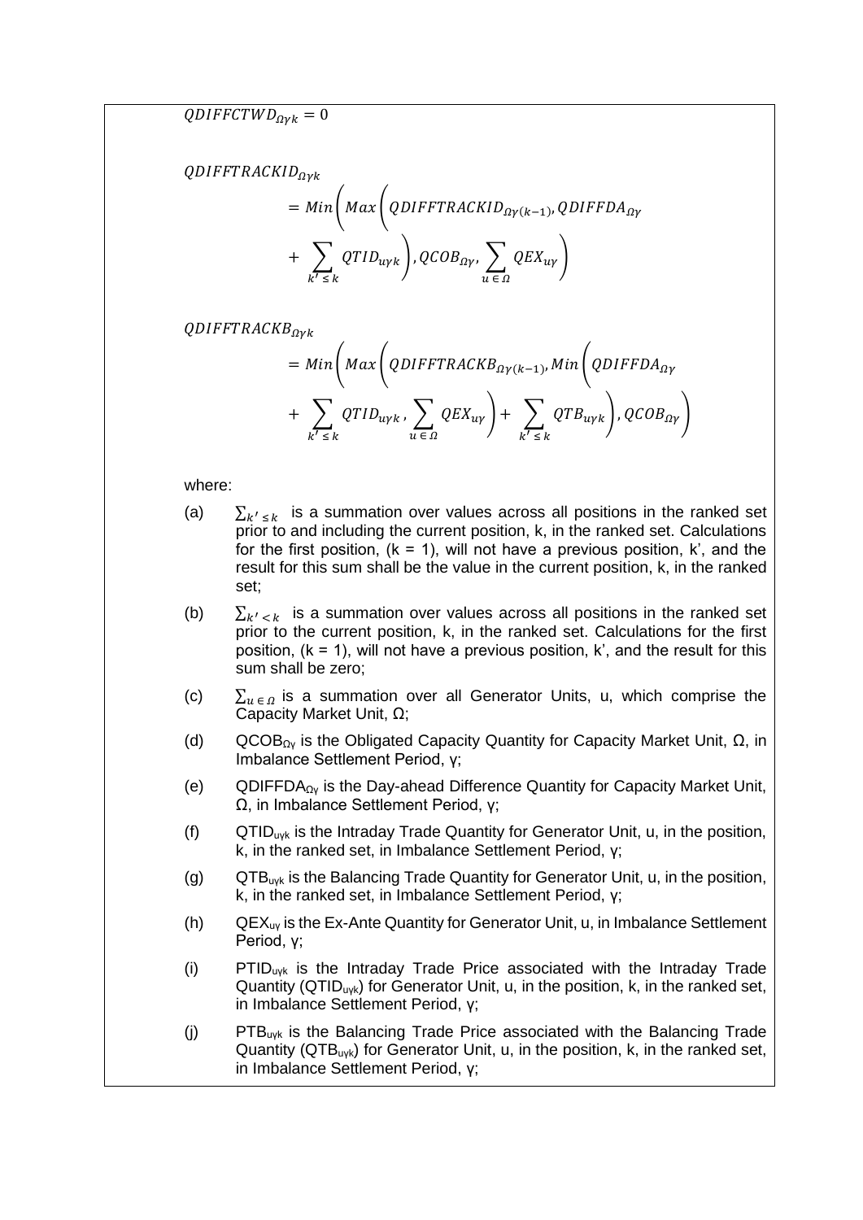$$QDIFFCTWD_{\Omega\gamma k} = 0$$

$$QDIFFTRACKID_{\Omega\gamma k} = Min\left(Max\left(QDIFFTRACKID_{\Omega\gamma(k-1)}, QDIFFDA_{\Omega\gamma} + \sum_{k' \leq k} QTID_{u\gamma k}\right), QCOB_{\Omega\gamma}, \sum_{u \in \Omega} QEX_{u\gamma}\right)$$

$$QDIFFTRACKB_{\Omega\gamma k} = Min\left(Max\left(QDIFFTRACKB_{\Omega\gamma(k-1)}, Min\left(QDIFFDA_{\Omega\gamma} + \sum_{k' \leq k} QTID_{u\gamma k}, \sum_{u \in \Omega} QEX_{u\gamma}\right) + \sum_{k' \leq k} QTB_{u\gamma k}\right), QCOB_{\Omega\gamma}\right)$$

where:

(a) $\sum_{k' \leq k}$ is a summation over values across all positions in the ranked set prior to and including the current position, k, in the ranked set. Calculations for the first position, (k = 1), will not have a previous position, k', and the result for this sum shall be the value in the current position, k, in the ranked set;

(b) $\sum_{k' < k}$ is a summation over values across all positions in the ranked set prior to the current position, k, in the ranked set. Calculations for the first position, (k = 1), will not have a previous position, k', and the result for this sum shall be zero;

(c) $\sum_{u \in \Omega}$ is a summation over all Generator Units, u, which comprise the Capacity Market Unit, Ω;

(d) $QCOB_{\Omega\gamma}$ is the Obligated Capacity Quantity for Capacity Market Unit, Ω, in Imbalance Settlement Period, γ;

(e) $QDIFFDA_{\Omega\gamma}$ is the Day-ahead Difference Quantity for Capacity Market Unit, Ω, in Imbalance Settlement Period, γ;

(f) $QTID_{u\gamma k}$ is the Intraday Trade Quantity for Generator Unit, u, in the position, k, in the ranked set, in Imbalance Settlement Period, γ;

(g) $QTB_{u\gamma k}$ is the Balancing Trade Quantity for Generator Unit, u, in the position, k, in the ranked set, in Imbalance Settlement Period, γ;

(h) $QEX_{u\gamma}$ is the Ex-Ante Quantity for Generator Unit, u, in Imbalance Settlement Period, γ;

(i) $PTID_{u\gamma k}$ is the Intraday Trade Price associated with the Intraday Trade Quantity ($QTID_{u\gamma k}$) for Generator Unit, u, in the position, k, in the ranked set, in Imbalance Settlement Period, γ;

(j) $PTB_{u\gamma k}$ is the Balancing Trade Price associated with the Balancing Trade Quantity ($QTB_{u\gamma k}$) for Generator Unit, u, in the position, k, in the ranked set, in Imbalance Settlement Period, γ;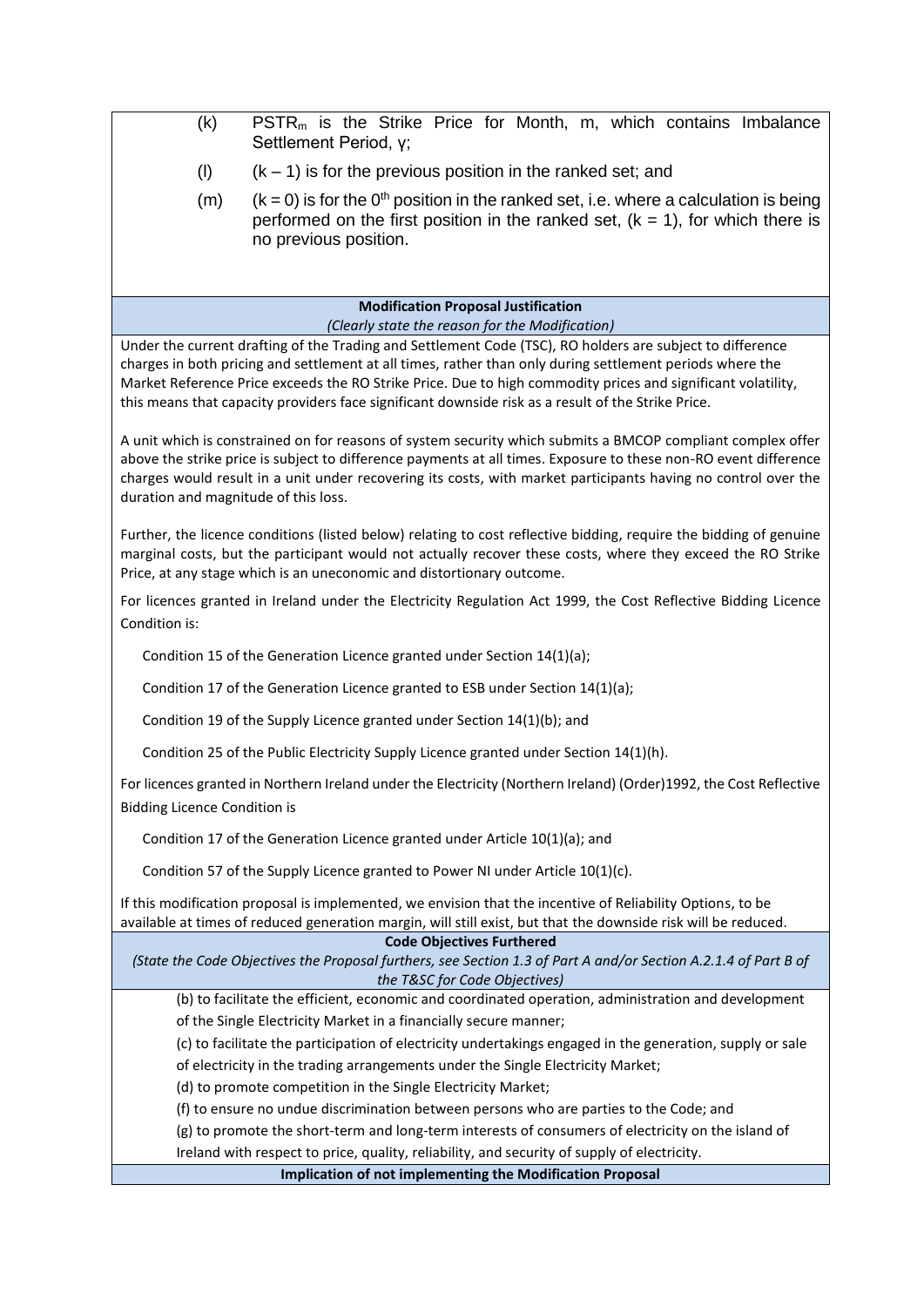(k) $PSTR_m$ is the Strike Price for Month, m, which contains Imbalance Settlement Period, γ;

(l) $(k – 1)$ is for the previous position in the ranked set; and

(m) $(k = 0)$ is for the $0^{th}$ position in the ranked set, i.e. where a calculation is being performed on the first position in the ranked set, $(k = 1)$, for which there is no previous position.

**Modification Proposal Justification**

*(Clearly state the reason for the Modification)*

Under the current drafting of the Trading and Settlement Code (TSC), RO holders are subject to difference charges in both pricing and settlement at all times, rather than only during settlement periods where the Market Reference Price exceeds the RO Strike Price. Due to high commodity prices and significant volatility, this means that capacity providers face significant downside risk as a result of the Strike Price.

A unit which is constrained on for reasons of system security which submits a BMCOP compliant complex offer above the strike price is subject to difference payments at all times. Exposure to these non-RO event difference charges would result in a unit under recovering its costs, with market participants having no control over the duration and magnitude of this loss.

Further, the licence conditions (listed below) relating to cost reflective bidding, require the bidding of genuine marginal costs, but the participant would not actually recover these costs, where they exceed the RO Strike Price, at any stage which is an uneconomic and distortionary outcome.

For licences granted in Ireland under the Electricity Regulation Act 1999, the Cost Reflective Bidding Licence Condition is:

Condition 15 of the Generation Licence granted under Section 14(1)(a);

Condition 17 of the Generation Licence granted to ESB under Section 14(1)(a);

Condition 19 of the Supply Licence granted under Section 14(1)(b); and

Condition 25 of the Public Electricity Supply Licence granted under Section 14(1)(h).

For licences granted in Northern Ireland under the Electricity (Northern Ireland) (Order)1992, the Cost Reflective Bidding Licence Condition is

Condition 17 of the Generation Licence granted under Article 10(1)(a); and

Condition 57 of the Supply Licence granted to Power NI under Article 10(1)(c).

If this modification proposal is implemented, we envision that the incentive of Reliability Options, to be available at times of reduced generation margin, will still exist, but that the downside risk will be reduced.

**Code Objectives Furthered**

*(State the Code Objectives the Proposal furthers, see Section 1.3 of Part A and/or Section A.2.1.4 of Part B of the T&SC for Code Objectives)*

(b) to facilitate the efficient, economic and coordinated operation, administration and development of the Single Electricity Market in a financially secure manner;

(c) to facilitate the participation of electricity undertakings engaged in the generation, supply or sale of electricity in the trading arrangements under the Single Electricity Market;

(d) to promote competition in the Single Electricity Market;

(f) to ensure no undue discrimination between persons who are parties to the Code; and

(g) to promote the short-term and long-term interests of consumers of electricity on the island of Ireland with respect to price, quality, reliability, and security of supply of electricity.

**Implication of not implementing the Modification Proposal**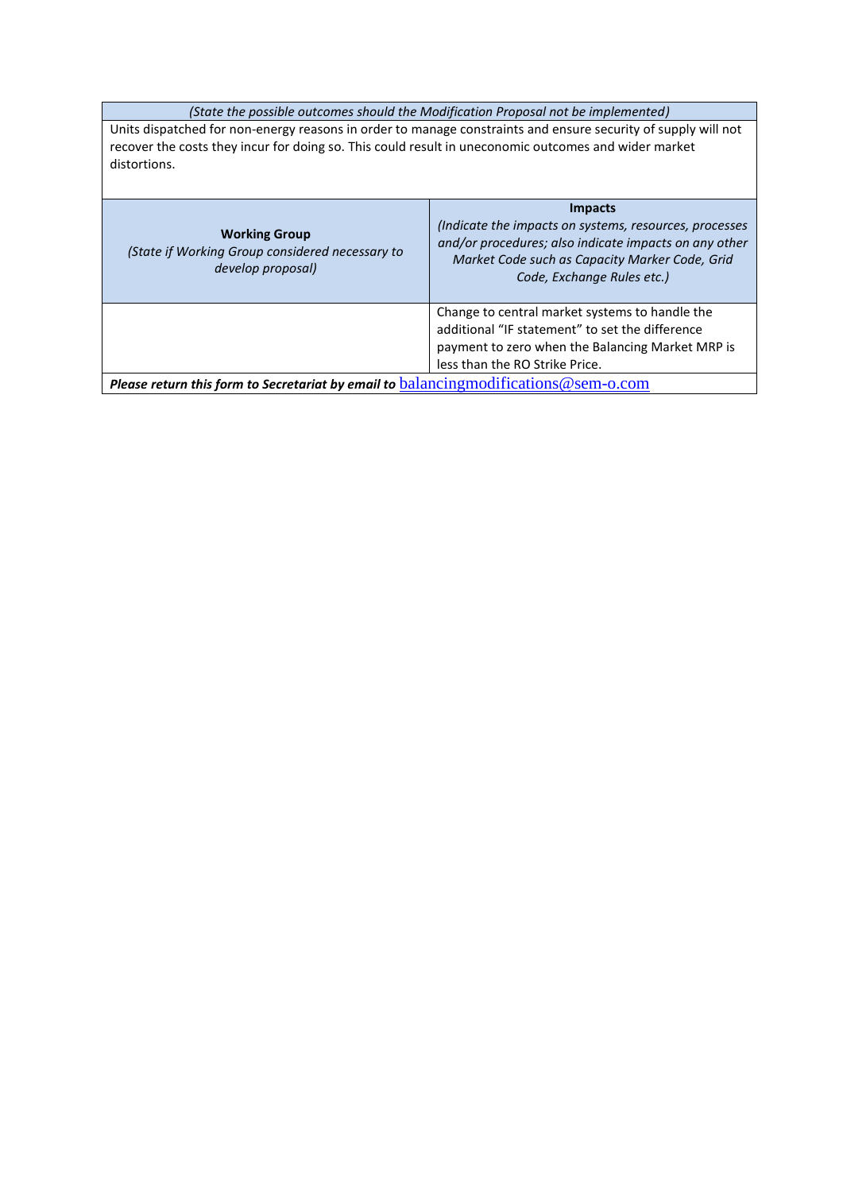| *(State the possible outcomes should the Modification Proposal not be implemented)* | |
|---|---|
| Units dispatched for non-energy reasons in order to manage constraints and ensure security of supply will not recover the costs they incur for doing so. This could result in uneconomic outcomes and wider market distortions. | |
| **Working Group** *(State if Working Group considered necessary to develop proposal)* | **Impacts** *(Indicate the impacts on systems, resources, processes and/or procedures; also indicate impacts on any other Market Code such as Capacity Marker Code, Grid Code, Exchange Rules etc.)* |
| | Change to central market systems to handle the additional "IF statement" to set the difference payment to zero when the Balancing Market MRP is less than the RO Strike Price. |
| ***Please return this form to Secretariat by email to*** balancingmodifications@sem-o.com | |